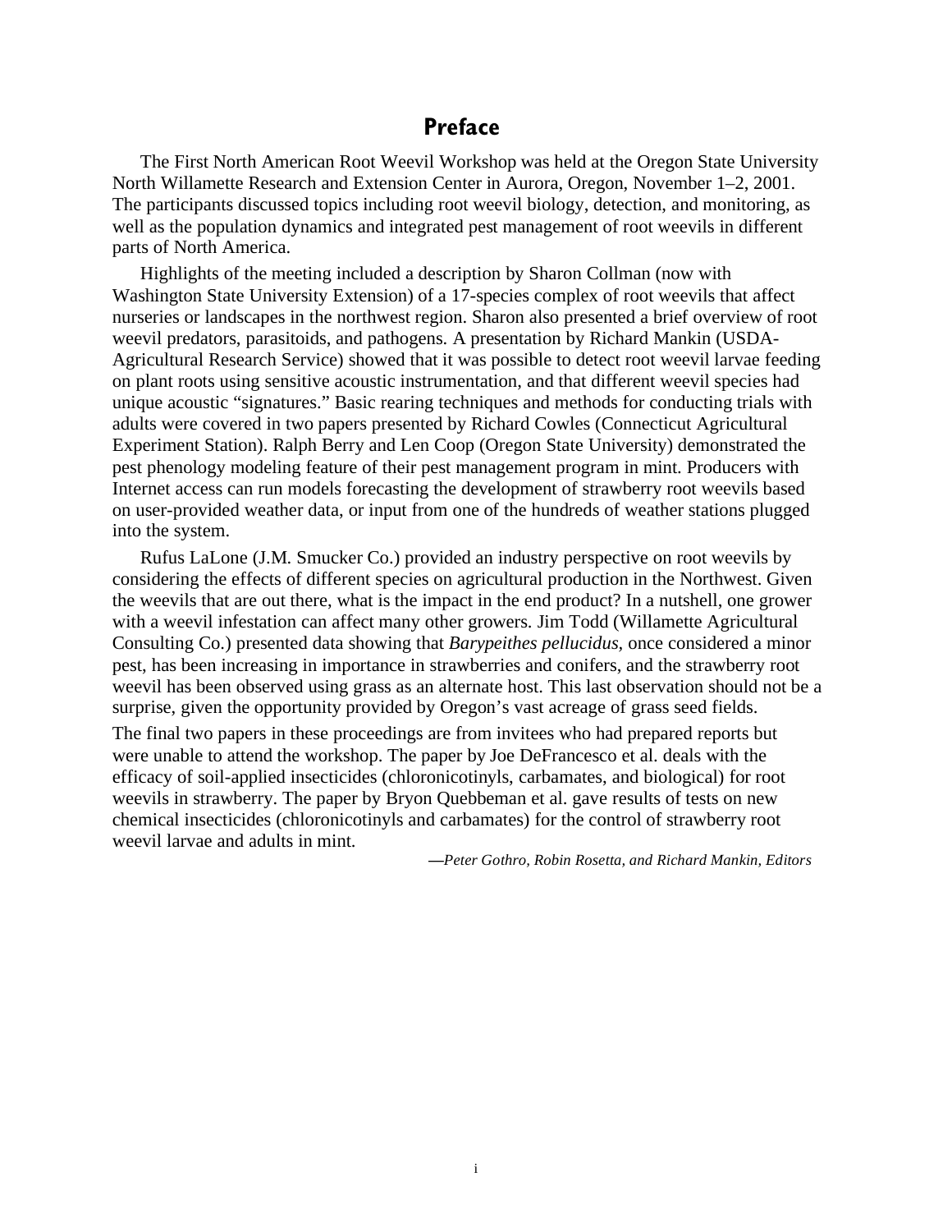# Preface

The First North American Root Weevil Workshop was held at the Oregon State University North Willamette Research and Extension Center in Aurora, Oregon, November 1–2, 2001. The participants discussed topics including root weevil biology, detection, and monitoring, as well as the population dynamics and integrated pest management of root weevils in different parts of North America.

Highlights of the meeting included a description by Sharon Collman (now with Washington State University Extension) of a 17-species complex of root weevils that affect nurseries or landscapes in the northwest region. Sharon also presented a brief overview of root weevil predators, parasitoids, and pathogens. A presentation by Richard Mankin (USDA-Agricultural Research Service) showed that it was possible to detect root weevil larvae feeding on plant roots using sensitive acoustic instrumentation, and that different weevil species had unique acoustic "signatures." Basic rearing techniques and methods for conducting trials with adults were covered in two papers presented by Richard Cowles (Connecticut Agricultural Experiment Station). Ralph Berry and Len Coop (Oregon State University) demonstrated the pest phenology modeling feature of their pest management program in mint. Producers with Internet access can run models forecasting the development of strawberry root weevils based on user-provided weather data, or input from one of the hundreds of weather stations plugged into the system.

Rufus LaLone (J.M. Smucker Co.) provided an industry perspective on root weevils by considering the effects of different species on agricultural production in the Northwest. Given the weevils that are out there, what is the impact in the end product? In a nutshell, one grower with a weevil infestation can affect many other growers. Jim Todd (Willamette Agricultural Consulting Co.) presented data showing that *Barypeithes pellucidus*, once considered a minor pest, has been increasing in importance in strawberries and conifers, and the strawberry root weevil has been observed using grass as an alternate host. This last observation should not be a surprise, given the opportunity provided by Oregon's vast acreage of grass seed fields.

The final two papers in these proceedings are from invitees who had prepared reports but were unable to attend the workshop. The paper by Joe DeFrancesco et al. deals with the efficacy of soil-applied insecticides (chloronicotinyls, carbamates, and biological) for root weevils in strawberry. The paper by Bryon Quebbeman et al. gave results of tests on new chemical insecticides (chloronicotinyls and carbamates) for the control of strawberry root weevil larvae and adults in mint.

*—Peter Gothro, Robin Rosetta, and Richard Mankin, Editors*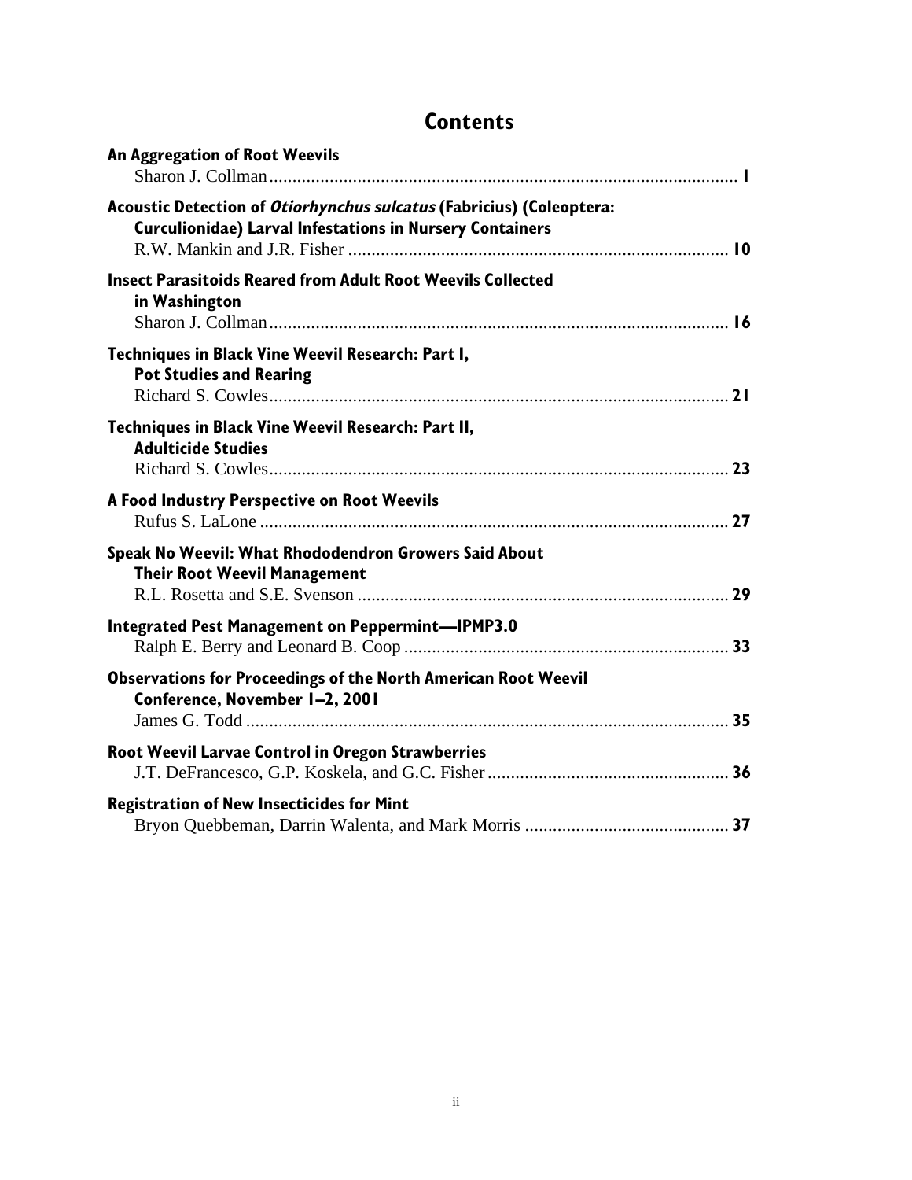# Contents

**An Aggregation of Root Weevils**
Sharon J. Collman .......... **1**

**Acoustic Detection of *Otiorhynchus sulcatus* (Fabricius) (Coleoptera: Curculionidae) Larval Infestations in Nursery Containers**
R.W. Mankin and J.R. Fisher .......... **10**

**Insect Parasitoids Reared from Adult Root Weevils Collected in Washington**
Sharon J. Collman .......... **16**

**Techniques in Black Vine Weevil Research: Part I, Pot Studies and Rearing**
Richard S. Cowles .......... **21**

**Techniques in Black Vine Weevil Research: Part II, Adulticide Studies**
Richard S. Cowles .......... **23**

**A Food Industry Perspective on Root Weevils**
Rufus S. LaLone .......... **27**

**Speak No Weevil: What Rhododendron Growers Said About Their Root Weevil Management**
R.L. Rosetta and S.E. Svenson .......... **29**

**Integrated Pest Management on Peppermint—IPMP3.0**
Ralph E. Berry and Leonard B. Coop .......... **33**

**Observations for Proceedings of the North American Root Weevil Conference, November 1–2, 2001**
James G. Todd .......... **35**

**Root Weevil Larvae Control in Oregon Strawberries**
J.T. DeFrancesco, G.P. Koskela, and G.C. Fisher .......... **36**

**Registration of New Insecticides for Mint**
Bryon Quebbeman, Darrin Walenta, and Mark Morris .......... **37**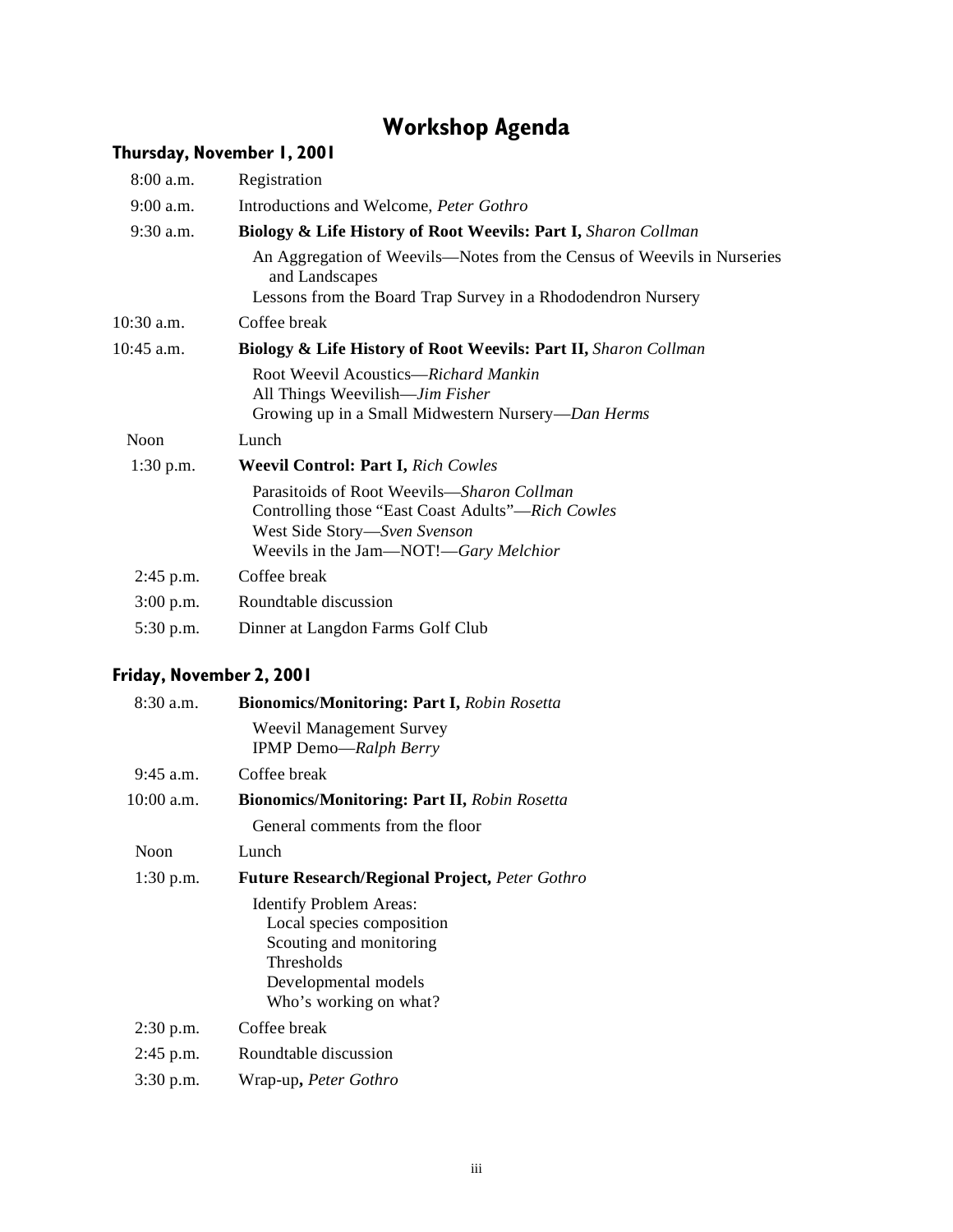# Workshop Agenda

## Thursday, November 1, 2001

8:00 a.m. Registration

9:00 a.m. Introductions and Welcome, *Peter Gothro*

9:30 a.m. **Biology & Life History of Root Weevils: Part I,** *Sharon Collman*

- An Aggregation of Weevils—Notes from the Census of Weevils in Nurseries and Landscapes
- Lessons from the Board Trap Survey in a Rhododendron Nursery

10:30 a.m. Coffee break

10:45 a.m. **Biology & Life History of Root Weevils: Part II,** *Sharon Collman*

- Root Weevil Acoustics—*Richard Mankin*
- All Things Weevilish—*Jim Fisher*
- Growing up in a Small Midwestern Nursery—*Dan Herms*

Noon Lunch

1:30 p.m. **Weevil Control: Part I,** *Rich Cowles*

- Parasitoids of Root Weevils—*Sharon Collman*
- Controlling those "East Coast Adults"—*Rich Cowles*
- West Side Story—*Sven Svenson*
- Weevils in the Jam—NOT!—*Gary Melchior*

2:45 p.m. Coffee break

3:00 p.m. Roundtable discussion

5:30 p.m. Dinner at Langdon Farms Golf Club

## Friday, November 2, 2001

8:30 a.m. **Bionomics/Monitoring: Part I,** *Robin Rosetta*

- Weevil Management Survey
- IPMP Demo—*Ralph Berry*

9:45 a.m. Coffee break

10:00 a.m. **Bionomics/Monitoring: Part II,** *Robin Rosetta*

- General comments from the floor

Noon Lunch

1:30 p.m. **Future Research/Regional Project,** *Peter Gothro*

- Identify Problem Areas:
  - Local species composition
  - Scouting and monitoring
  - Thresholds
  - Developmental models
  - Who's working on what?

2:30 p.m. Coffee break

2:45 p.m. Roundtable discussion

3:30 p.m. Wrap-up**,** *Peter Gothro*